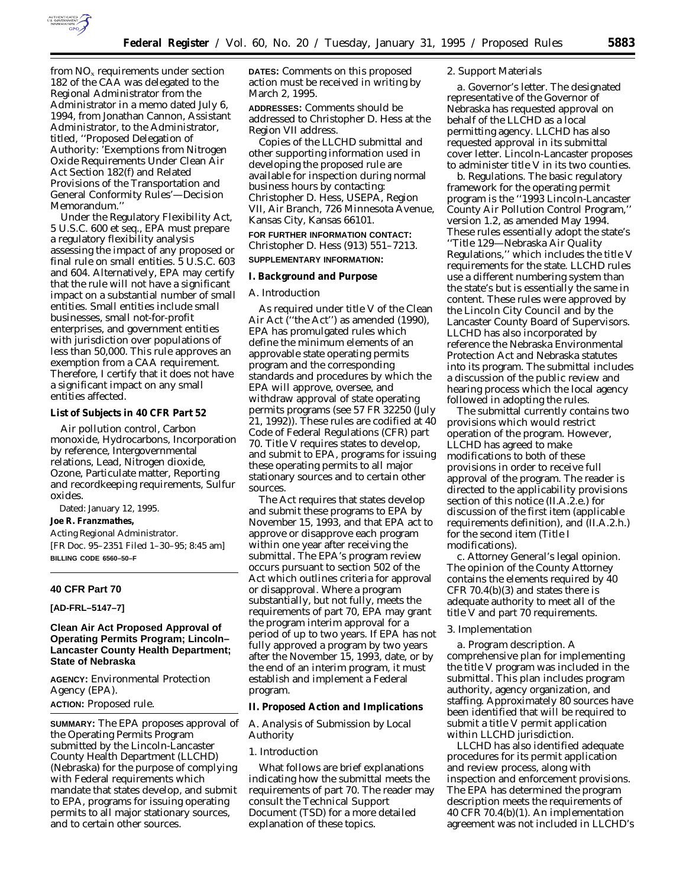from $NO_x$ requirements under section 182 of the CAA was delegated to the Regional Administrator from the Administrator in a memo dated July 6, 1994, from Jonathan Cannon, Assistant Administrator, to the Administrator, titled, ''Proposed Delegation of Authority: 'Exemptions from Nitrogen Oxide Requirements Under Clean Air Act Section 182(f) and Related Provisions of the Transportation and General Conformity Rules'—Decision Memorandum.''

Under the Regulatory Flexibility Act, 5 U.S.C. 600 et seq., EPA must prepare a regulatory flexibility analysis assessing the impact of any proposed or final rule on small entities. 5 U.S.C. 603 and 604. Alternatively, EPA may certify that the rule will not have a significant impact on a substantial number of small entities. Small entities include small businesses, small not-for-profit enterprises, and government entities with jurisdiction over populations of less than 50,000. This rule approves an exemption from a CAA requirement. Therefore, I certify that it does not have a significant impact on any small entities affected.

**List of Subjects in 40 CFR Part 52**

Air pollution control, Carbon monoxide, Hydrocarbons, Incorporation by reference, Intergovernmental relations, Lead, Nitrogen dioxide, Ozone, Particulate matter, Reporting and recordkeeping requirements, Sulfur oxides.

Dated: January 12, 1995.

**Joe R. Franzmathes,**

*Acting Regional Administrator.*

[FR Doc. 95–2351 Filed 1–30–95; 8:45 am]

**BILLING CODE 6560–50–F**

---

## 40 CFR Part 70

**[AD-FRL–5147–7]**

## Clean Air Act Proposed Approval of Operating Permits Program; Lincoln–Lancaster County Health Department; State of Nebraska

**AGENCY:** Environmental Protection Agency (EPA).

**ACTION:** Proposed rule.

**SUMMARY:** The EPA proposes approval of the Operating Permits Program submitted by the Lincoln-Lancaster County Health Department (LLCHD) (Nebraska) for the purpose of complying with Federal requirements which mandate that states develop, and submit to EPA, programs for issuing operating permits to all major stationary sources, and to certain other sources.

**DATES:** Comments on this proposed action must be received in writing by March 2, 1995.

**ADDRESSES:** Comments should be addressed to Christopher D. Hess at the Region VII address.

Copies of the LLCHD submittal and other supporting information used in developing the proposed rule are available for inspection during normal business hours by contacting: Christopher D. Hess, USEPA, Region VII, Air Branch, 726 Minnesota Avenue, Kansas City, Kansas 66101.

**FOR FURTHER INFORMATION CONTACT:** Christopher D. Hess (913) 551–7213.

**SUPPLEMENTARY INFORMATION:**

### I. Background and Purpose

#### A. Introduction

As required under title V of the Clean Air Act (''the Act'') as amended (1990), EPA has promulgated rules which define the minimum elements of an approvable state operating permits program and the corresponding standards and procedures by which the EPA will approve, oversee, and withdraw approval of state operating permits programs (see 57 FR 32250 (July 21, 1992)). These rules are codified at 40 Code of Federal Regulations (CFR) part 70. Title V requires states to develop, and submit to EPA, programs for issuing these operating permits to all major stationary sources and to certain other sources.

The Act requires that states develop and submit these programs to EPA by November 15, 1993, and that EPA act to approve or disapprove each program within one year after receiving the submittal. The EPA's program review occurs pursuant to section 502 of the Act which outlines criteria for approval or disapproval. Where a program substantially, but not fully, meets the requirements of part 70, EPA may grant the program interim approval for a period of up to two years. If EPA has not fully approved a program by two years after the November 15, 1993, date, or by the end of an interim program, it must establish and implement a Federal program.

### II. Proposed Action and Implications

#### A. Analysis of Submission by Local Authority

##### 1. Introduction

What follows are brief explanations indicating how the submittal meets the requirements of part 70. The reader may consult the Technical Support Document (TSD) for a more detailed explanation of these topics.

##### 2. Support Materials

a. *Governor's letter.* The designated representative of the Governor of Nebraska has requested approval on behalf of the LLCHD as a local permitting agency. LLCHD has also requested approval in its submittal cover letter. Lincoln-Lancaster proposes to administer title V in its two counties.

b. *Regulations.* The basic regulatory framework for the operating permit program is the ''1993 Lincoln-Lancaster County Air Pollution Control Program,'' version 1.2, as amended May 1994. These rules essentially adopt the state's ''Title 129—Nebraska Air Quality Regulations,'' which includes the title V requirements for the state. LLCHD rules use a different numbering system than the state's but is essentially the same in content. These rules were approved by the Lincoln City Council and by the Lancaster County Board of Supervisors. LLCHD has also incorporated by reference the Nebraska Environmental Protection Act and Nebraska statutes into its program. The submittal includes a discussion of the public review and hearing process which the local agency followed in adopting the rules.

The submittal currently contains two provisions which would restrict operation of the program. However, LLCHD has agreed to make modifications to both of these provisions in order to receive full approval of the program. The reader is directed to the applicability provisions section of this notice (II.A.2.e.) for discussion of the first item (applicable requirements definition), and (II.A.2.h.) for the second item (Title I modifications).

c. *Attorney General's legal opinion.* The opinion of the County Attorney contains the elements required by 40 CFR 70.4(b)(3) and states there is adequate authority to meet all of the title V and part 70 requirements.

##### 3. Implementation

a. *Program description.* A comprehensive plan for implementing the title V program was included in the submittal. This plan includes program authority, agency organization, and staffing. Approximately 80 sources have been identified that will be required to submit a title V permit application within LLCHD jurisdiction.

LLCHD has also identified adequate procedures for its permit application and review process, along with inspection and enforcement provisions. The EPA has determined the program description meets the requirements of 40 CFR 70.4(b)(1). An implementation agreement was not included in LLCHD's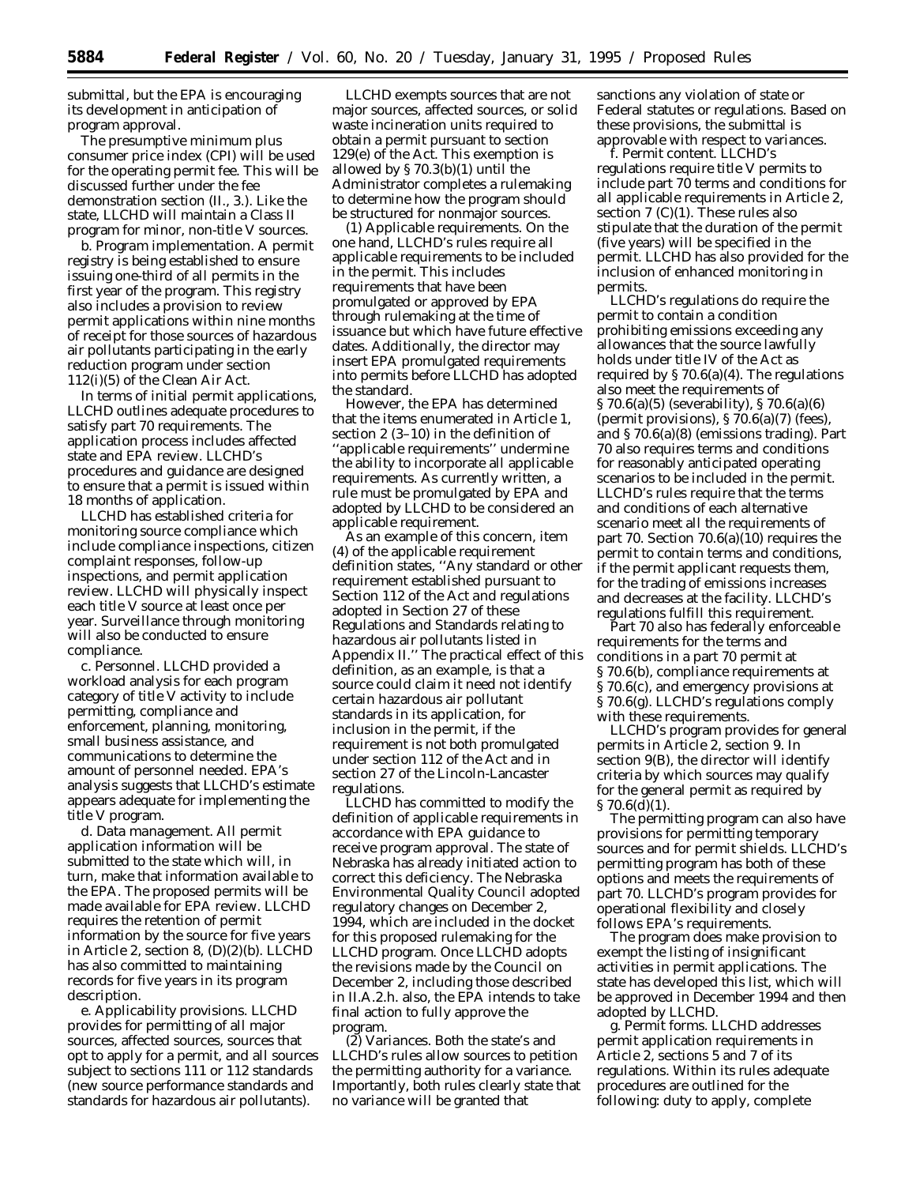submittal, but the EPA is encouraging its development in anticipation of program approval.

The presumptive minimum plus consumer price index (CPI) will be used for the operating permit fee. This will be discussed further under the fee demonstration section (II., 3.). Like the state, LLCHD will maintain a Class II program for minor, non-title V sources.

b. *Program implementation.* A permit registry is being established to ensure issuing one-third of all permits in the first year of the program. This registry also includes a provision to review permit applications within nine months of receipt for those sources of hazardous air pollutants participating in the early reduction program under section 112(i)(5) of the Clean Air Act.

In terms of initial permit applications, LLCHD outlines adequate procedures to satisfy part 70 requirements. The application process includes affected state and EPA review. LLCHD's procedures and guidance are designed to ensure that a permit is issued within 18 months of application.

LLCHD has established criteria for monitoring source compliance which include compliance inspections, citizen complaint responses, follow-up inspections, and permit application review. LLCHD will physically inspect each title V source at least once per year. Surveillance through monitoring will also be conducted to ensure compliance.

c. *Personnel.* LLCHD provided a workload analysis for each program category of title V activity to include permitting, compliance and enforcement, planning, monitoring, small business assistance, and communications to determine the amount of personnel needed. EPA's analysis suggests that LLCHD's estimate appears adequate for implementing the title V program.

d. *Data management.* All permit application information will be submitted to the state which will, in turn, make that information available to the EPA. The proposed permits will be made available for EPA review. LLCHD requires the retention of permit information by the source for five years in Article 2, section 8, (D)(2)(b). LLCHD has also committed to maintaining records for five years in its program description.

e. *Applicability provisions.* LLCHD provides for permitting of all major sources, affected sources, sources that opt to apply for a permit, and all sources subject to sections 111 or 112 standards (new source performance standards and standards for hazardous air pollutants).

LLCHD exempts sources that are not major sources, affected sources, or solid waste incineration units required to obtain a permit pursuant to section 129(e) of the Act. This exemption is allowed by § 70.3(b)(1) until the Administrator completes a rulemaking to determine how the program should be structured for nonmajor sources.

(1) *Applicable requirements.* On the one hand, LLCHD's rules require all applicable requirements to be included in the permit. This includes requirements that have been promulgated or approved by EPA through rulemaking at the time of issuance but which have future effective dates. Additionally, the director may insert EPA promulgated requirements into permits before LLCHD has adopted the standard.

However, the EPA has determined that the items enumerated in Article 1, section 2 (3–10) in the definition of "applicable requirements" undermine the ability to incorporate all applicable requirements. As currently written, a rule must be promulgated by EPA and adopted by LLCHD to be considered an applicable requirement.

As an example of this concern, item (4) of the applicable requirement definition states, "Any standard or other requirement established pursuant to Section 112 of the Act and regulations adopted in Section 27 of these Regulations and Standards relating to hazardous air pollutants listed in Appendix II." The practical effect of this definition, as an example, is that a source could claim it need not identify certain hazardous air pollutant standards in its application, for inclusion in the permit, if the requirement is not both promulgated under section 112 of the Act and in section 27 of the Lincoln-Lancaster regulations.

LLCHD has committed to modify the definition of applicable requirements in accordance with EPA guidance to receive program approval. The state of Nebraska has already initiated action to correct this deficiency. The Nebraska Environmental Quality Council adopted regulatory changes on December 2, 1994, which are included in the docket for this proposed rulemaking for the LLCHD program. Once LLCHD adopts the revisions made by the Council on December 2, including those described in II.A.2.h. also, the EPA intends to take final action to fully approve the program.

(2) *Variances.* Both the state's and LLCHD's rules allow sources to petition the permitting authority for a variance. Importantly, both rules clearly state that no variance will be granted that sanctions any violation of state or Federal statutes or regulations. Based on these provisions, the submittal is approvable with respect to variances.

f. *Permit content.* LLCHD's regulations require title V permits to include part 70 terms and conditions for all applicable requirements in Article 2, section 7 (C)(1). These rules also stipulate that the duration of the permit (five years) will be specified in the permit. LLCHD has also provided for the inclusion of enhanced monitoring in permits.

LLCHD's regulations do require the permit to contain a condition prohibiting emissions exceeding any allowances that the source lawfully holds under title IV of the Act as required by § 70.6(a)(4). The regulations also meet the requirements of § 70.6(a)(5) (severability), § 70.6(a)(6) (permit provisions), § 70.6(a)(7) (fees), and § 70.6(a)(8) (emissions trading). Part 70 also requires terms and conditions for reasonably anticipated operating scenarios to be included in the permit. LLCHD's rules require that the terms and conditions of each alternative scenario meet all the requirements of part 70. Section 70.6(a)(10) requires the permit to contain terms and conditions, if the permit applicant requests them, for the trading of emissions increases and decreases at the facility. LLCHD's regulations fulfill this requirement.

Part 70 also has federally enforceable requirements for the terms and conditions in a part 70 permit at § 70.6(b), compliance requirements at § 70.6(c), and emergency provisions at § 70.6(g). LLCHD's regulations comply with these requirements.

LLCHD's program provides for general permits in Article 2, section 9. In section 9(B), the director will identify criteria by which sources may qualify for the general permit as required by § 70.6(d)(1).

The permitting program can also have provisions for permitting temporary sources and for permit shields. LLCHD's permitting program has both of these options and meets the requirements of part 70. LLCHD's program provides for operational flexibility and closely follows EPA's requirements.

The program does make provision to exempt the listing of insignificant activities in permit applications. The state has developed this list, which will be approved in December 1994 and then adopted by LLCHD.

g. *Permit forms.* LLCHD addresses permit application requirements in Article 2, sections 5 and 7 of its regulations. Within its rules adequate procedures are outlined for the following: duty to apply, complete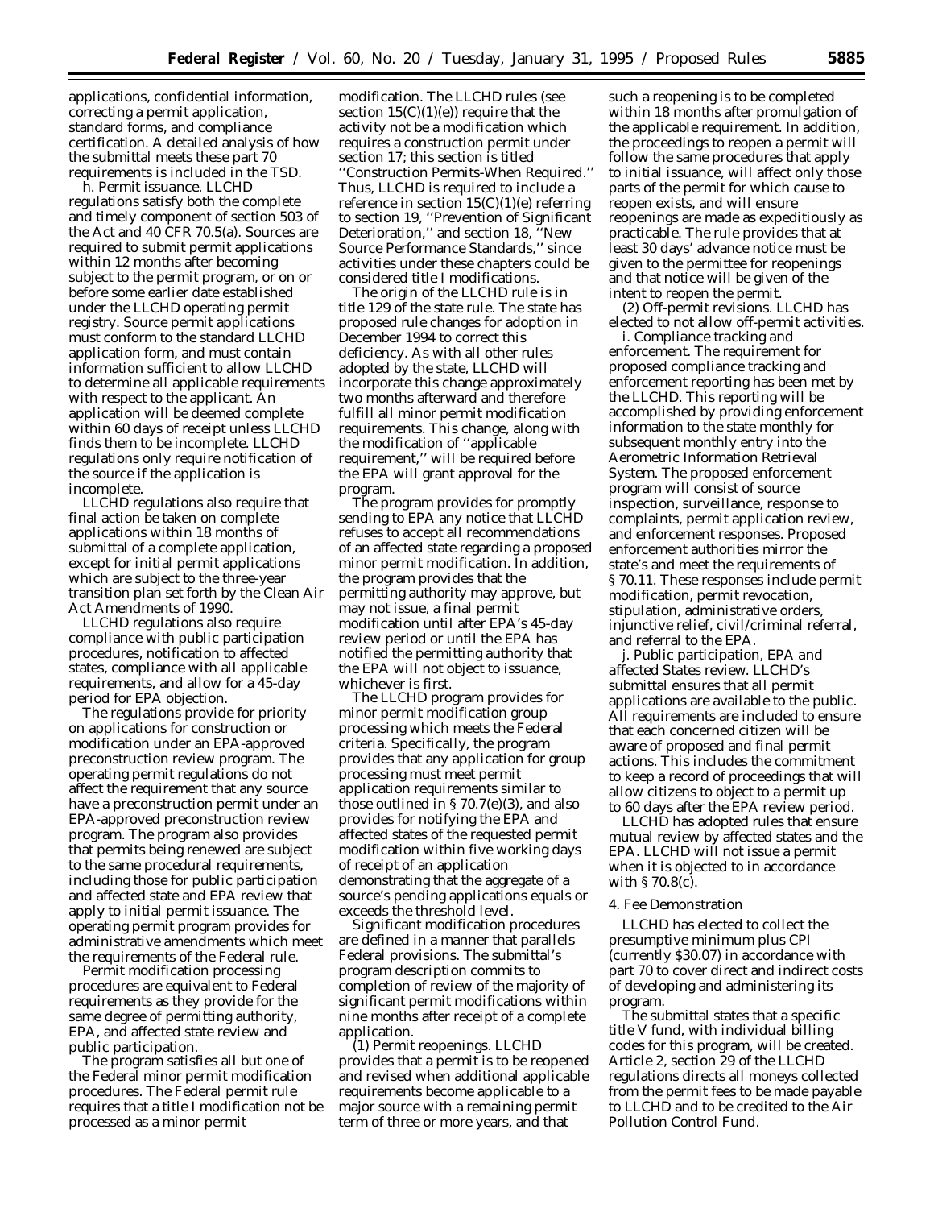applications, confidential information, correcting a permit application, standard forms, and compliance certification. A detailed analysis of how the submittal meets these part 70 requirements is included in the TSD.

*h. Permit issuance.* LLCHD regulations satisfy both the complete and timely component of section 503 of the Act and 40 CFR 70.5(a). Sources are required to submit permit applications within 12 months after becoming subject to the permit program, or on or before some earlier date established under the LLCHD operating permit registry. Source permit applications must conform to the standard LLCHD application form, and must contain information sufficient to allow LLCHD to determine all applicable requirements with respect to the applicant. An application will be deemed complete within 60 days of receipt unless LLCHD finds them to be incomplete. LLCHD regulations only require notification of the source if the application is incomplete.

LLCHD regulations also require that final action be taken on complete applications within 18 months of submittal of a complete application, except for initial permit applications which are subject to the three-year transition plan set forth by the Clean Air Act Amendments of 1990.

LLCHD regulations also require compliance with public participation procedures, notification to affected states, compliance with all applicable requirements, and allow for a 45-day period for EPA objection.

The regulations provide for priority on applications for construction or modification under an EPA-approved preconstruction review program. The operating permit regulations do not affect the requirement that any source have a preconstruction permit under an EPA-approved preconstruction review program. The program also provides that permits being renewed are subject to the same procedural requirements, including those for public participation and affected state and EPA review that apply to initial permit issuance. The operating permit program provides for administrative amendments which meet the requirements of the Federal rule.

Permit modification processing procedures are equivalent to Federal requirements as they provide for the same degree of permitting authority, EPA, and affected state review and public participation.

The program satisfies all but one of the Federal minor permit modification procedures. The Federal permit rule requires that a title I modification not be processed as a minor permit modification. The LLCHD rules (see section 15(C)(1)(e)) require that the activity not be a modification which requires a construction permit under section 17; this section is titled "Construction Permits-When Required." Thus, LLCHD is required to include a reference in section 15(C)(1)(e) referring to section 19, "Prevention of Significant Deterioration," and section 18, "New Source Performance Standards," since activities under these chapters could be considered title I modifications.

The origin of the LLCHD rule is in title 129 of the state rule. The state has proposed rule changes for adoption in December 1994 to correct this deficiency. As with all other rules adopted by the state, LLCHD will incorporate this change approximately two months afterward and therefore fulfill all minor permit modification requirements. This change, along with the modification of "applicable requirement," will be required before the EPA will grant approval for the program.

The program provides for promptly sending to EPA any notice that LLCHD refuses to accept all recommendations of an affected state regarding a proposed minor permit modification. In addition, the program provides that the permitting authority may approve, but may not issue, a final permit modification until after EPA's 45-day review period or until the EPA has notified the permitting authority that the EPA will not object to issuance, whichever is first.

The LLCHD program provides for minor permit modification group processing which meets the Federal criteria. Specifically, the program provides that any application for group processing must meet permit application requirements similar to those outlined in § 70.7(e)(3), and also provides for notifying the EPA and affected states of the requested permit modification within five working days of receipt of an application demonstrating that the aggregate of a source's pending applications equals or exceeds the threshold level.

Significant modification procedures are defined in a manner that parallels Federal provisions. The submittal's program description commits to completion of review of the majority of significant permit modifications within nine months after receipt of a complete application.

(1) *Permit reopenings.* LLCHD provides that a permit is to be reopened and revised when additional applicable requirements become applicable to a major source with a remaining permit term of three or more years, and that such a reopening is to be completed within 18 months after promulgation of the applicable requirement. In addition, the proceedings to reopen a permit will follow the same procedures that apply to initial issuance, will affect only those parts of the permit for which cause to reopen exists, and will ensure reopenings are made as expeditiously as practicable. The rule provides that at least 30 days' advance notice must be given to the permittee for reopenings and that notice will be given of the intent to reopen the permit.

(2) *Off-permit revisions.* LLCHD has elected to not allow off-permit activities.

*i. Compliance tracking and enforcement.* The requirement for proposed compliance tracking and enforcement reporting has been met by the LLCHD. This reporting will be accomplished by providing enforcement information to the state monthly for subsequent monthly entry into the Aerometric Information Retrieval System. The proposed enforcement program will consist of source inspection, surveillance, response to complaints, permit application review, and enforcement responses. Proposed enforcement authorities mirror the state's and meet the requirements of § 70.11. These responses include permit modification, permit revocation, stipulation, administrative orders, injunctive relief, civil/criminal referral, and referral to the EPA.

*j. Public participation, EPA and affected States review.* LLCHD's submittal ensures that all permit applications are available to the public. All requirements are included to ensure that each concerned citizen will be aware of proposed and final permit actions. This includes the commitment to keep a record of proceedings that will allow citizens to object to a permit up to 60 days after the EPA review period.

LLCHD has adopted rules that ensure mutual review by affected states and the EPA. LLCHD will not issue a permit when it is objected to in accordance with § 70.8(c).

4. Fee Demonstration

LLCHD has elected to collect the presumptive minimum plus CPI (currently $30.07) in accordance with part 70 to cover direct and indirect costs of developing and administering its program.

The submittal states that a specific title V fund, with individual billing codes for this program, will be created. Article 2, section 29 of the LLCHD regulations directs all moneys collected from the permit fees to be made payable to LLCHD and to be credited to the Air Pollution Control Fund.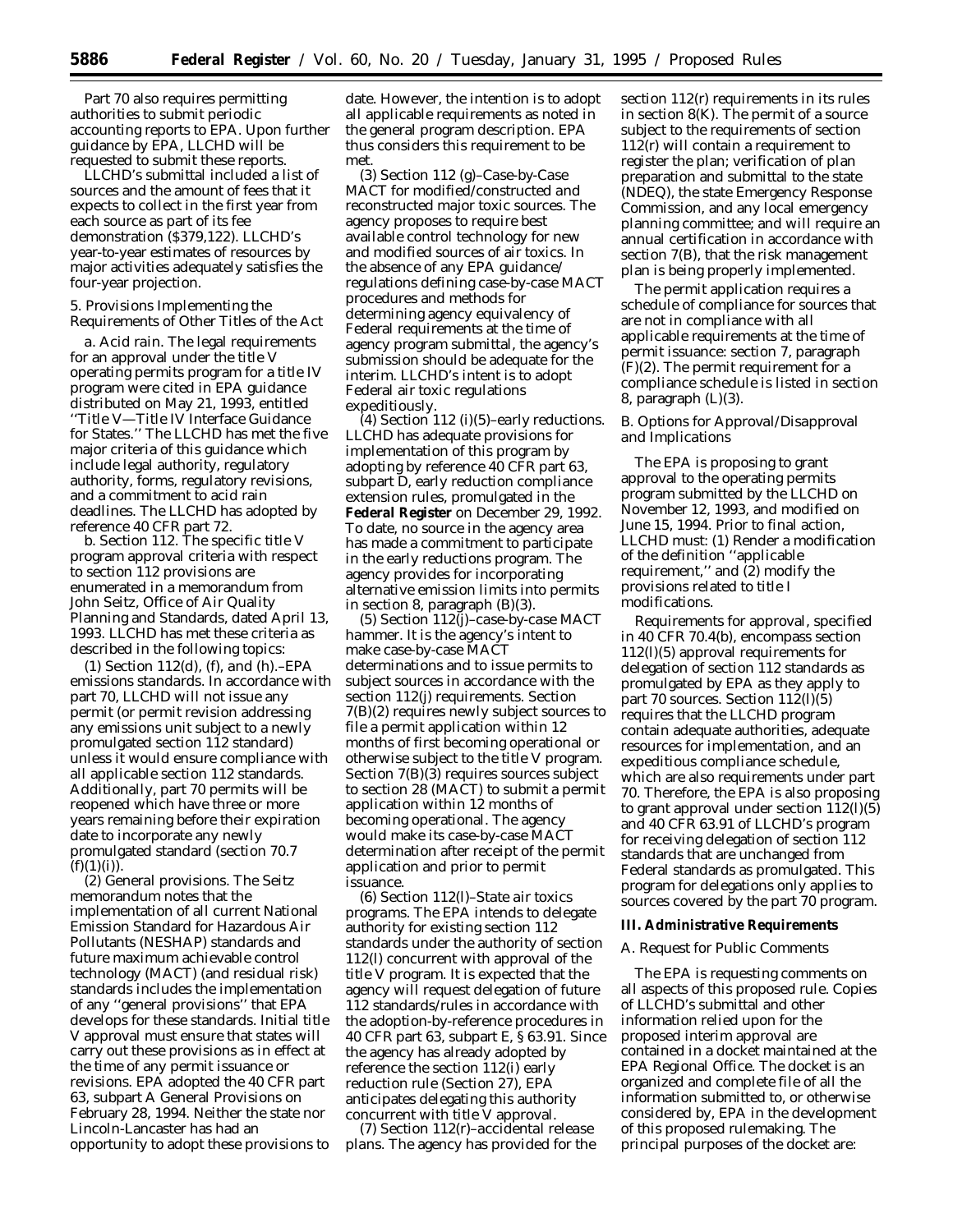Part 70 also requires permitting authorities to submit periodic accounting reports to EPA. Upon further guidance by EPA, LLCHD will be requested to submit these reports.

LLCHD's submittal included a list of sources and the amount of fees that it expects to collect in the first year from each source as part of its fee demonstration ($379,122). LLCHD's year-to-year estimates of resources by major activities adequately satisfies the four-year projection.

5. Provisions Implementing the Requirements of Other Titles of the Act

a. *Acid rain.* The legal requirements for an approval under the title V operating permits program for a title IV program were cited in EPA guidance distributed on May 21, 1993, entitled ''Title V—Title IV Interface Guidance for States.'' The LLCHD has met the five major criteria of this guidance which include legal authority, regulatory authority, forms, regulatory revisions, and a commitment to acid rain deadlines. The LLCHD has adopted by reference 40 CFR part 72.

b. *Section 112.* The specific title V program approval criteria with respect to section 112 provisions are enumerated in a memorandum from John Seitz, Office of Air Quality Planning and Standards, dated April 13, 1993. LLCHD has met these criteria as described in the following topics:

(1) *Section 112(d), (f), and (h).–EPA emissions standards.* In accordance with part 70, LLCHD will not issue any permit (or permit revision addressing any emissions unit subject to a newly promulgated section 112 standard) unless it would ensure compliance with all applicable section 112 standards. Additionally, part 70 permits will be reopened which have three or more years remaining before their expiration date to incorporate any newly promulgated standard (section 70.7 (f)(1)(i)).

(2) *General provisions.* The Seitz memorandum notes that the implementation of all current National Emission Standard for Hazardous Air Pollutants (NESHAP) standards and future maximum achievable control technology (MACT) (and residual risk) standards includes the implementation of any ''general provisions'' that EPA develops for these standards. Initial title V approval must ensure that states will carry out these provisions as in effect at the time of any permit issuance or revisions. EPA adopted the 40 CFR part 63, subpart A General Provisions on February 28, 1994. Neither the state nor Lincoln-Lancaster has had an opportunity to adopt these provisions to date. However, the intention is to adopt all applicable requirements as noted in the general program description. EPA thus considers this requirement to be met.

(3) *Section 112 (g)–Case-by-Case MACT for modified/constructed and reconstructed major toxic sources.* The agency proposes to require best available control technology for new and modified sources of air toxics. In the absence of any EPA guidance/regulations defining case-by-case MACT procedures and methods for determining agency equivalency of Federal requirements at the time of agency program submittal, the agency's submission should be adequate for the interim. LLCHD's intent is to adopt Federal air toxic regulations expeditiously.

(4) *Section 112 (i)(5)–early reductions.* LLCHD has adequate provisions for implementation of this program by adopting by reference 40 CFR part 63, subpart D, early reduction compliance extension rules, promulgated in the **Federal Register** on December 29, 1992. To date, no source in the agency area has made a commitment to participate in the early reductions program. The agency provides for incorporating alternative emission limits into permits in section 8, paragraph (B)(3).

(5) *Section 112(j)–case-by-case MACT hammer.* It is the agency's intent to make case-by-case MACT determinations and to issue permits to subject sources in accordance with the section 112(j) requirements. Section 7(B)(2) requires newly subject sources to file a permit application within 12 months of first becoming operational or otherwise subject to the title V program. Section 7(B)(3) requires sources subject to section 28 (MACT) to submit a permit application within 12 months of becoming operational. The agency would make its case-by-case MACT determination after receipt of the permit application and prior to permit issuance.

(6) *Section 112(l)–State air toxics programs.* The EPA intends to delegate authority for existing section 112 standards under the authority of section 112(l) concurrent with approval of the title V program. It is expected that the agency will request delegation of future 112 standards/rules in accordance with the adoption-by-reference procedures in 40 CFR part 63, subpart E, § 63.91. Since the agency has already adopted by reference the section 112(i) early reduction rule (Section 27), EPA anticipates delegating this authority concurrent with title V approval.

(7) *Section 112(r)–accidental release plans.* The agency has provided for the section 112(r) requirements in its rules in section 8(K). The permit of a source subject to the requirements of section 112(r) will contain a requirement to register the plan; verification of plan preparation and submittal to the state (NDEQ), the state Emergency Response Commission, and any local emergency planning committee; and will require an annual certification in accordance with section 7(B), that the risk management plan is being properly implemented.

The permit application requires a schedule of compliance for sources that are not in compliance with all applicable requirements at the time of permit issuance: section 7, paragraph (F)(2). The permit requirement for a compliance schedule is listed in section 8, paragraph (L)(3).

B. Options for Approval/Disapproval and Implications

The EPA is proposing to grant approval to the operating permits program submitted by the LLCHD on November 12, 1993, and modified on June 15, 1994. Prior to final action, LLCHD must: (1) Render a modification of the definition ''applicable requirement,'' and (2) modify the provisions related to title I modifications.

Requirements for approval, specified in 40 CFR 70.4(b), encompass section 112(l)(5) approval requirements for delegation of section 112 standards as promulgated by EPA as they apply to part 70 sources. Section 112(l)(5) requires that the LLCHD program contain adequate authorities, adequate resources for implementation, and an expeditious compliance schedule, which are also requirements under part 70. Therefore, the EPA is also proposing to grant approval under section 112(l)(5) and 40 CFR 63.91 of LLCHD's program for receiving delegation of section 112 standards that are unchanged from Federal standards as promulgated. This program for delegations only applies to sources covered by the part 70 program.

## III. Administrative Requirements

A. Request for Public Comments

The EPA is requesting comments on all aspects of this proposed rule. Copies of LLCHD's submittal and other information relied upon for the proposed interim approval are contained in a docket maintained at the EPA Regional Office. The docket is an organized and complete file of all the information submitted to, or otherwise considered by, EPA in the development of this proposed rulemaking. The principal purposes of the docket are: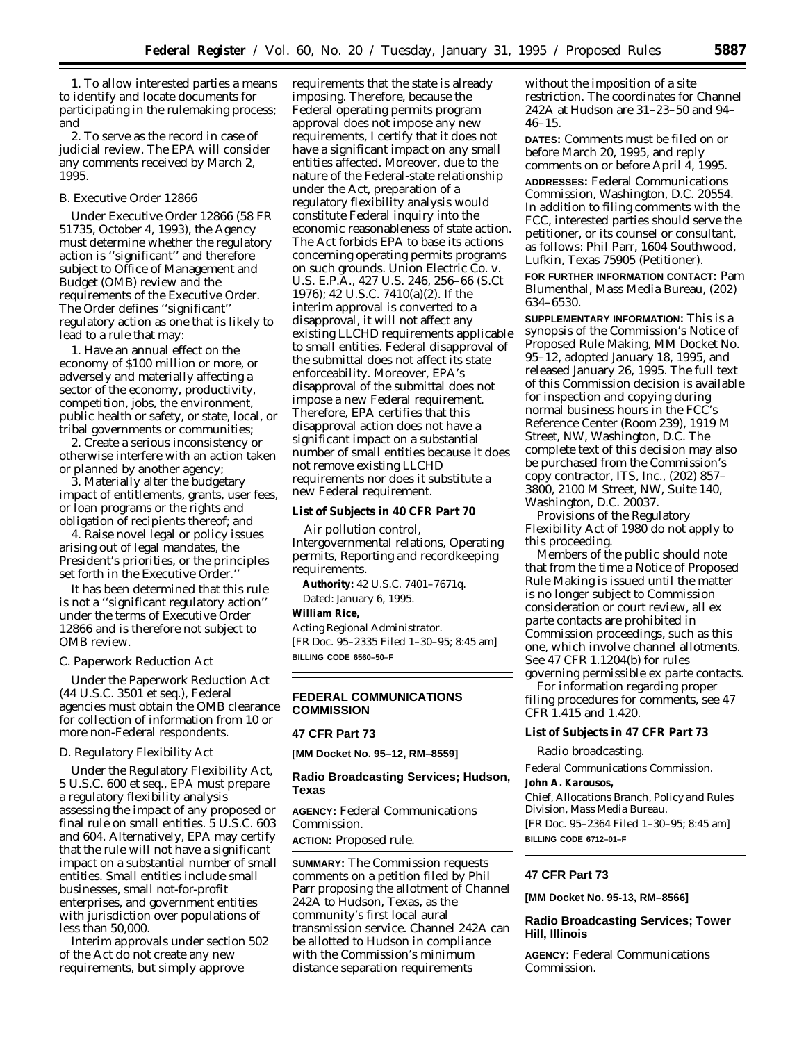1. To allow interested parties a means to identify and locate documents for participating in the rulemaking process; and

2. To serve as the record in case of judicial review. The EPA will consider any comments received by March 2, 1995.

### B. Executive Order 12866

Under Executive Order 12866 (58 FR 51735, October 4, 1993), the Agency must determine whether the regulatory action is ''significant'' and therefore subject to Office of Management and Budget (OMB) review and the requirements of the Executive Order. The Order defines ''significant'' regulatory action as one that is likely to lead to a rule that may:

1. Have an annual effect on the economy of $100 million or more, or adversely and materially affecting a sector of the economy, productivity, competition, jobs, the environment, public health or safety, or state, local, or tribal governments or communities;

2. Create a serious inconsistency or otherwise interfere with an action taken or planned by another agency;

3. Materially alter the budgetary impact of entitlements, grants, user fees, or loan programs or the rights and obligation of recipients thereof; and

4. Raise novel legal or policy issues arising out of legal mandates, the President's priorities, or the principles set forth in the Executive Order.''

It has been determined that this rule is not a ''significant regulatory action'' under the terms of Executive Order 12866 and is therefore not subject to OMB review.

### C. Paperwork Reduction Act

Under the Paperwork Reduction Act (44 U.S.C. 3501 et seq.), Federal agencies must obtain the OMB clearance for collection of information from 10 or more non-Federal respondents.

### D. Regulatory Flexibility Act

Under the Regulatory Flexibility Act, 5 U.S.C. 600 et seq., EPA must prepare a regulatory flexibility analysis assessing the impact of any proposed or final rule on small entities. 5 U.S.C. 603 and 604. Alternatively, EPA may certify that the rule will not have a significant impact on a substantial number of small entities. Small entities include small businesses, small not-for-profit enterprises, and government entities with jurisdiction over populations of less than 50,000.

Interim approvals under section 502 of the Act do not create any new requirements, but simply approve requirements that the state is already imposing. Therefore, because the Federal operating permits program approval does not impose any new requirements, I certify that it does not have a significant impact on any small entities affected. Moreover, due to the nature of the Federal-state relationship under the Act, preparation of a regulatory flexibility analysis would constitute Federal inquiry into the economic reasonableness of state action. The Act forbids EPA to base its actions concerning operating permits programs on such grounds. Union Electric Co. v. U.S. E.P.A., 427 U.S. 246, 256–66 (S.Ct 1976); 42 U.S.C. 7410(a)(2). If the interim approval is converted to a disapproval, it will not affect any existing LLCHD requirements applicable to small entities. Federal disapproval of the submittal does not affect its state enforceability. Moreover, EPA's disapproval of the submittal does not impose a new Federal requirement. Therefore, EPA certifies that this disapproval action does not have a significant impact on a substantial number of small entities because it does not remove existing LLCHD requirements nor does it substitute a new Federal requirement.

**List of Subjects in 40 CFR Part 70**

Air pollution control, Intergovernmental relations, Operating permits, Reporting and recordkeeping requirements.

**Authority:** 42 U.S.C. 7401–7671q.

Dated: January 6, 1995.

**William Rice,**

*Acting Regional Administrator.*

[FR Doc. 95–2335 Filed 1–30–95; 8:45 am]

**BILLING CODE 6560–50–F**

---

## FEDERAL COMMUNICATIONS COMMISSION

### 47 CFR Part 73

**[MM Docket No. 95–12, RM–8559]**

### Radio Broadcasting Services; Hudson, Texas

**AGENCY:** Federal Communications Commission.

**ACTION:** Proposed rule.

**SUMMARY:** The Commission requests comments on a petition filed by Phil Parr proposing the allotment of Channel 242A to Hudson, Texas, as the community's first local aural transmission service. Channel 242A can be allotted to Hudson in compliance with the Commission's minimum distance separation requirements without the imposition of a site restriction. The coordinates for Channel 242A at Hudson are 31–23–50 and 94–46–15.

**DATES:** Comments must be filed on or before March 20, 1995, and reply comments on or before April 4, 1995.

**ADDRESSES:** Federal Communications Commission, Washington, D.C. 20554. In addition to filing comments with the FCC, interested parties should serve the petitioner, or its counsel or consultant, as follows: Phil Parr, 1604 Southwood, Lufkin, Texas 75905 (Petitioner).

**FOR FURTHER INFORMATION CONTACT:** Pam Blumenthal, Mass Media Bureau, (202) 634–6530.

**SUPPLEMENTARY INFORMATION:** This is a synopsis of the Commission's Notice of Proposed Rule Making, MM Docket No. 95–12, adopted January 18, 1995, and released January 26, 1995. The full text of this Commission decision is available for inspection and copying during normal business hours in the FCC's Reference Center (Room 239), 1919 M Street, NW, Washington, D.C. The complete text of this decision may also be purchased from the Commission's copy contractor, ITS, Inc., (202) 857–3800, 2100 M Street, NW, Suite 140, Washington, D.C. 20037.

Provisions of the Regulatory Flexibility Act of 1980 do not apply to this proceeding.

Members of the public should note that from the time a Notice of Proposed Rule Making is issued until the matter is no longer subject to Commission consideration or court review, all ex parte contacts are prohibited in Commission proceedings, such as this one, which involve channel allotments. See 47 CFR 1.1204(b) for rules governing permissible ex parte contacts.

For information regarding proper filing procedures for comments, see 47 CFR 1.415 and 1.420.

**List of Subjects in 47 CFR Part 73**

Radio broadcasting.

Federal Communications Commission.

**John A. Karousos,**

*Chief, Allocations Branch, Policy and Rules Division, Mass Media Bureau.*

[FR Doc. 95–2364 Filed 1–30–95; 8:45 am]

**BILLING CODE 6712–01–F**

---

### 47 CFR Part 73

**[MM Docket No. 95-13, RM–8566]**

### Radio Broadcasting Services; Tower Hill, Illinois

**AGENCY:** Federal Communications Commission.